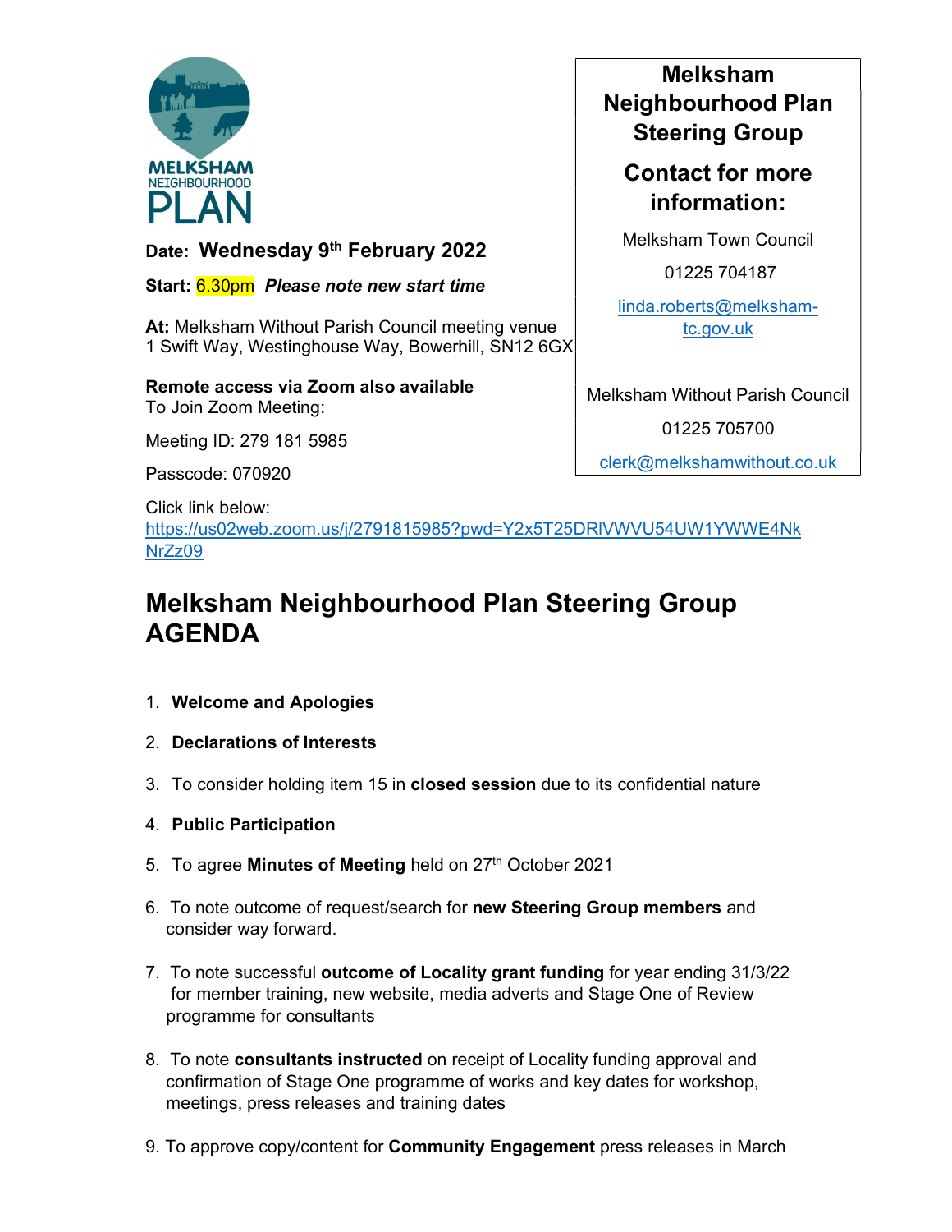MELKSHAM NEIGHBOURHOOD PLAN

**Date: Wednesday 9th February 2022**

**Start:** 6.30pm ***Please note new start time***

**At:** Melksham Without Parish Council meeting venue
1 Swift Way, Westinghouse Way, Bowerhill, SN12 6GX

**Remote access via Zoom also available**
To Join Zoom Meeting:

Meeting ID: 279 181 5985

Passcode: 070920

Click link below:
https://us02web.zoom.us/j/2791815985?pwd=Y2x5T25DRlVWVU54UW1YWWE4NkNrZz09

**Melksham Neighbourhood Plan Steering Group**

**Contact for more information:**

Melksham Town Council

01225 704187

linda.roberts@melksham-tc.gov.uk

Melksham Without Parish Council

01225 705700

clerk@melkshamwithout.co.uk

# Melksham Neighbourhood Plan Steering Group AGENDA

1. **Welcome and Apologies**
2. **Declarations of Interests**
3. To consider holding item 15 in **closed session** due to its confidential nature
4. **Public Participation**
5. To agree **Minutes of Meeting** held on 27th October 2021
6. To note outcome of request/search for **new Steering Group members** and consider way forward.
7. To note successful **outcome of Locality grant funding** for year ending 31/3/22 for member training, new website, media adverts and Stage One of Review programme for consultants
8. To note **consultants instructed** on receipt of Locality funding approval and confirmation of Stage One programme of works and key dates for workshop, meetings, press releases and training dates
9. To approve copy/content for **Community Engagement** press releases in March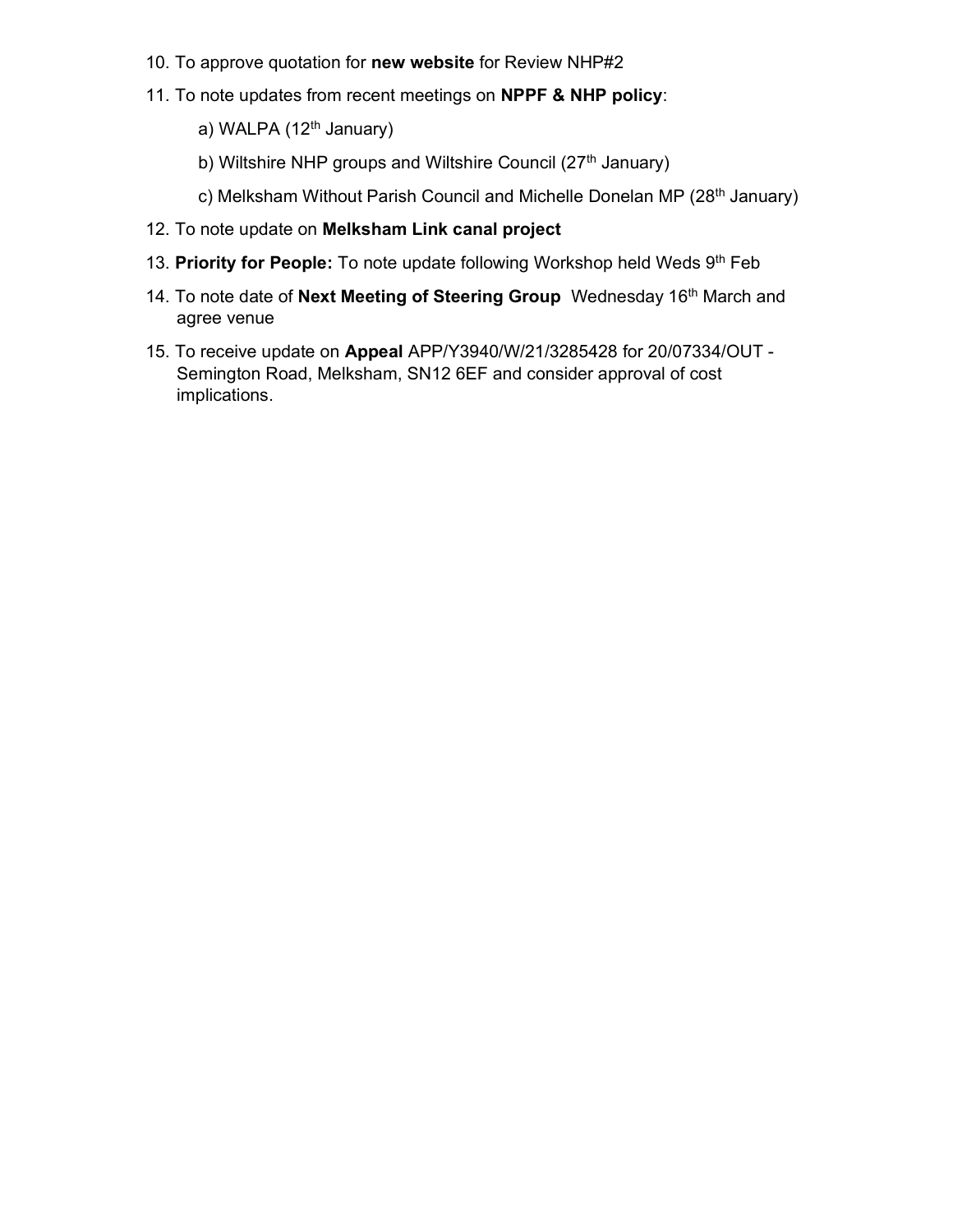10. To approve quotation for **new website** for Review NHP#2
11. To note updates from recent meetings on **NPPF & NHP policy**:

    a) WALPA (12th January)

    b) Wiltshire NHP groups and Wiltshire Council (27th January)

    c) Melksham Without Parish Council and Michelle Donelan MP (28th January)
12. To note update on **Melksham Link canal project**
13. **Priority for People:** To note update following Workshop held Weds 9th Feb
14. To note date of **Next Meeting of Steering Group** Wednesday 16th March and agree venue
15. To receive update on **Appeal** APP/Y3940/W/21/3285428 for 20/07334/OUT - Semington Road, Melksham, SN12 6EF and consider approval of cost implications.